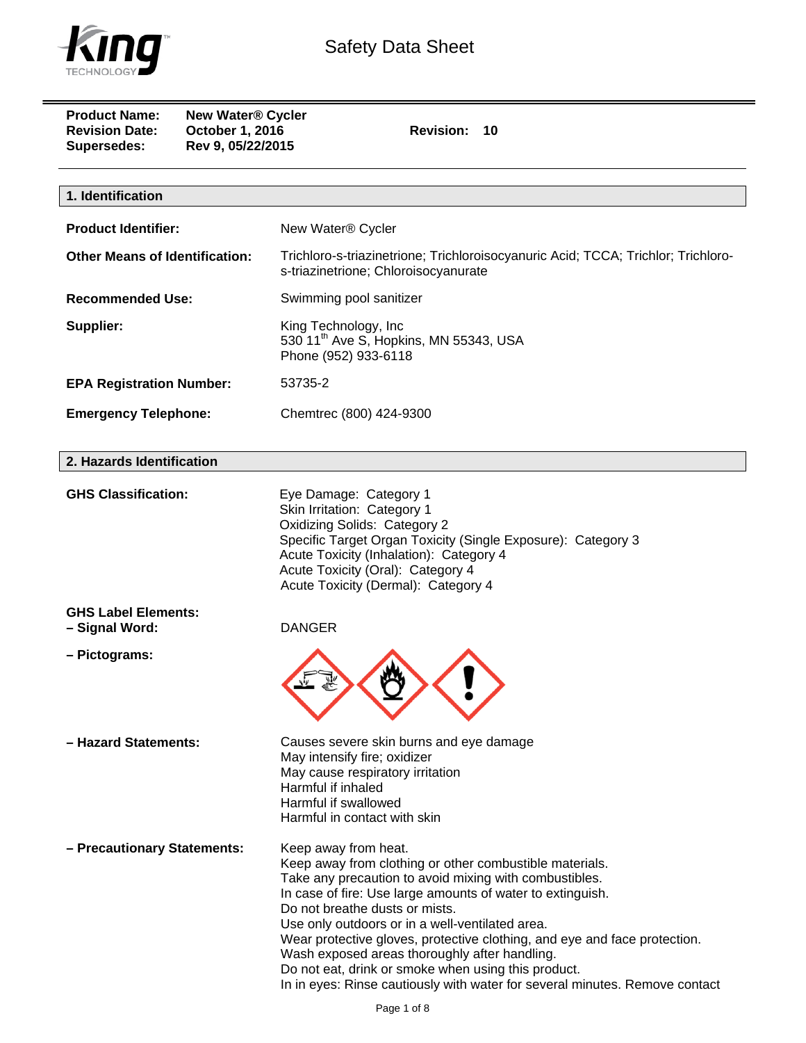# Safety Data Sheet

**Product Name:** New Water® Cycler
**Revision Date:** October 1, 2016
**Supersedes:** Rev 9, 05/22/2015
**Revision:** 10

## 1. Identification

**Product Identifier:** New Water® Cycler

**Other Means of Identification:** Trichloro-s-triazinetrione; Trichloroisocyanuric Acid; TCCA; Trichlor; Trichloro-s-triazinetrione; Chloroisocyanurate

**Recommended Use:** Swimming pool sanitizer

**Supplier:** King Technology, Inc
530 11th Ave S, Hopkins, MN 55343, USA
Phone (952) 933-6118

**EPA Registration Number:** 53735-2

**Emergency Telephone:** Chemtrec (800) 424-9300

## 2. Hazards Identification

**GHS Classification:**
Eye Damage: Category 1
Skin Irritation: Category 1
Oxidizing Solids: Category 2
Specific Target Organ Toxicity (Single Exposure): Category 3
Acute Toxicity (Inhalation): Category 4
Acute Toxicity (Oral): Category 4
Acute Toxicity (Dermal): Category 4

**GHS Label Elements:**
**– Signal Word:** DANGER

**– Pictograms:**

**– Hazard Statements:**
Causes severe skin burns and eye damage
May intensify fire; oxidizer
May cause respiratory irritation
Harmful if inhaled
Harmful if swallowed
Harmful in contact with skin

**– Precautionary Statements:**
Keep away from heat.
Keep away from clothing or other combustible materials.
Take any precaution to avoid mixing with combustibles.
In case of fire: Use large amounts of water to extinguish.
Do not breathe dusts or mists.
Use only outdoors or in a well-ventilated area.
Wear protective gloves, protective clothing, and eye and face protection.
Wash exposed areas thoroughly after handling.
Do not eat, drink or smoke when using this product.
In in eyes: Rinse cautiously with water for several minutes. Remove contact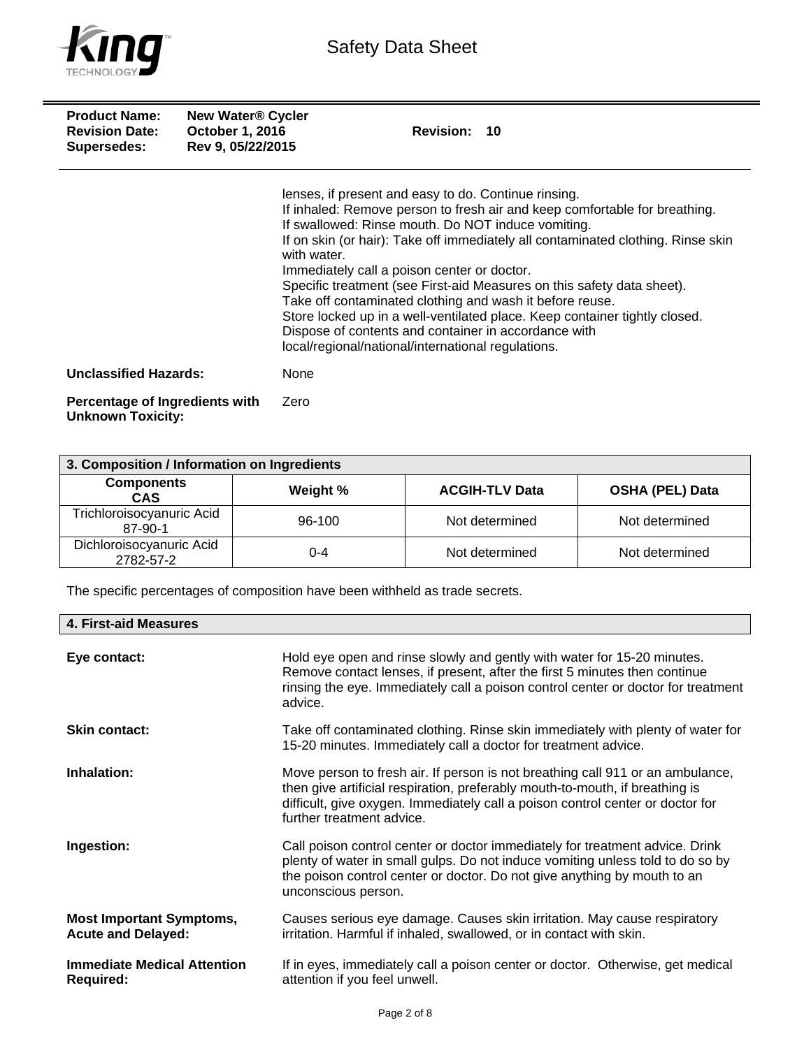lenses, if present and easy to do. Continue rinsing.
If inhaled: Remove person to fresh air and keep comfortable for breathing.
If swallowed: Rinse mouth. Do NOT induce vomiting.
If on skin (or hair): Take off immediately all contaminated clothing. Rinse skin with water.
Immediately call a poison center or doctor.
Specific treatment (see First-aid Measures on this safety data sheet).
Take off contaminated clothing and wash it before reuse.
Store locked up in a well-ventilated place. Keep container tightly closed.
Dispose of contents and container in accordance with local/regional/national/international regulations.

**Unclassified Hazards:** None

**Percentage of Ingredients with Unknown Toxicity:** Zero

## 3. Composition / Information on Ingredients

| Components CAS | Weight % | ACGIH-TLV Data | OSHA (PEL) Data |
|---|---|---|---|
| Trichloroisocyanuric Acid 87-90-1 | 96-100 | Not determined | Not determined |
| Dichloroisocyanuric Acid 2782-57-2 | 0-4 | Not determined | Not determined |

The specific percentages of composition have been withheld as trade secrets.

## 4. First-aid Measures

**Eye contact:** Hold eye open and rinse slowly and gently with water for 15-20 minutes. Remove contact lenses, if present, after the first 5 minutes then continue rinsing the eye. Immediately call a poison control center or doctor for treatment advice.

**Skin contact:** Take off contaminated clothing. Rinse skin immediately with plenty of water for 15-20 minutes. Immediately call a doctor for treatment advice.

**Inhalation:** Move person to fresh air. If person is not breathing call 911 or an ambulance, then give artificial respiration, preferably mouth-to-mouth, if breathing is difficult, give oxygen. Immediately call a poison control center or doctor for further treatment advice.

**Ingestion:** Call poison control center or doctor immediately for treatment advice. Drink plenty of water in small gulps. Do not induce vomiting unless told to do so by the poison control center or doctor. Do not give anything by mouth to an unconscious person.

**Most Important Symptoms, Acute and Delayed:** Causes serious eye damage. Causes skin irritation. May cause respiratory irritation. Harmful if inhaled, swallowed, or in contact with skin.

**Immediate Medical Attention Required:** If in eyes, immediately call a poison center or doctor. Otherwise, get medical attention if you feel unwell.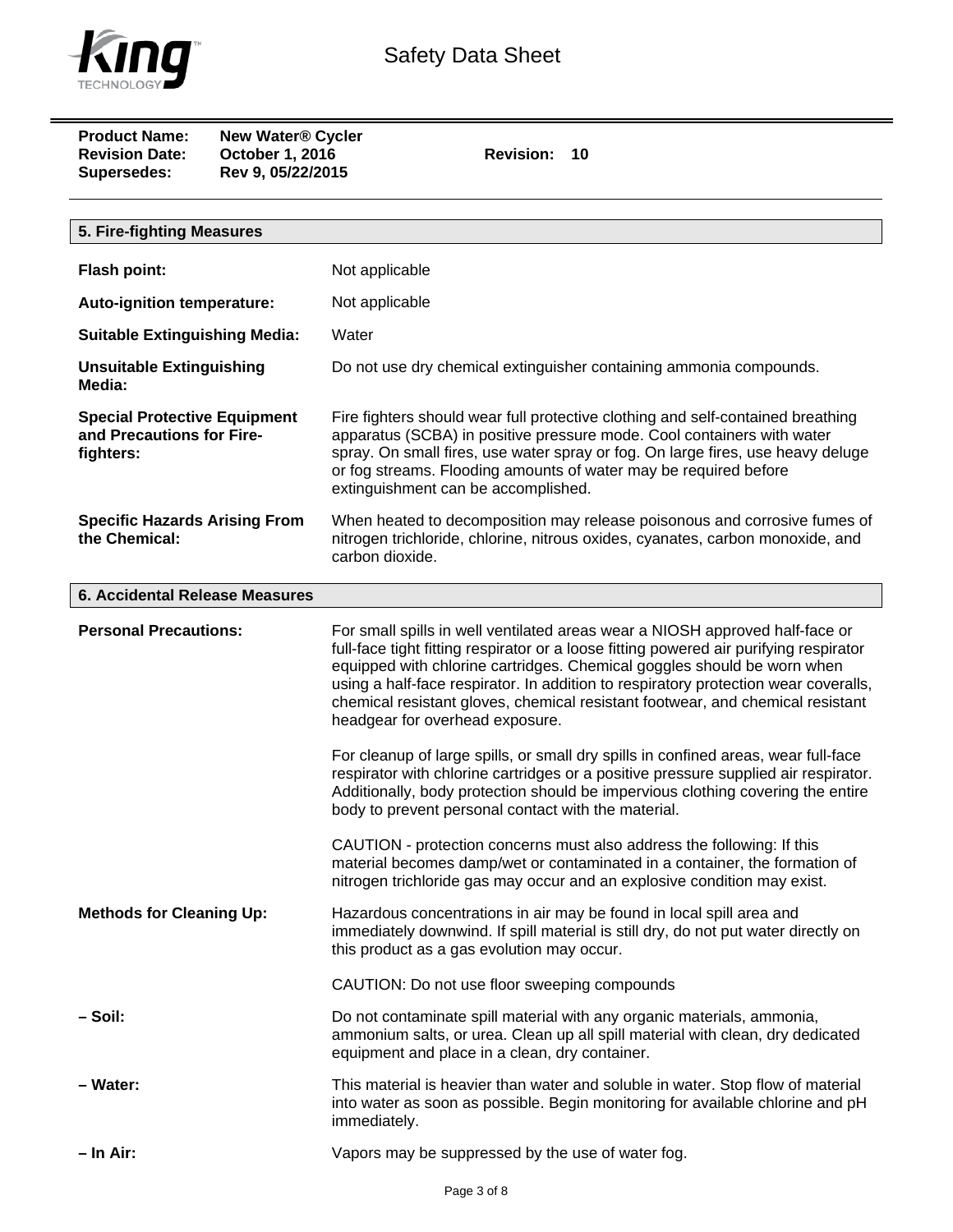**Product Name:** New Water® Cycler
**Revision Date:** October 1, 2016 **Revision:** 10
**Supersedes:** Rev 9, 05/22/2015

## 5. Fire-fighting Measures

**Flash point:** Not applicable

**Auto-ignition temperature:** Not applicable

**Suitable Extinguishing Media:** Water

**Unsuitable Extinguishing Media:** Do not use dry chemical extinguisher containing ammonia compounds.

**Special Protective Equipment and Precautions for Fire-fighters:** Fire fighters should wear full protective clothing and self-contained breathing apparatus (SCBA) in positive pressure mode. Cool containers with water spray. On small fires, use water spray or fog. On large fires, use heavy deluge or fog streams. Flooding amounts of water may be required before extinguishment can be accomplished.

**Specific Hazards Arising From the Chemical:** When heated to decomposition may release poisonous and corrosive fumes of nitrogen trichloride, chlorine, nitrous oxides, cyanates, carbon monoxide, and carbon dioxide.

## 6. Accidental Release Measures

**Personal Precautions:** For small spills in well ventilated areas wear a NIOSH approved half-face or full-face tight fitting respirator or a loose fitting powered air purifying respirator equipped with chlorine cartridges. Chemical goggles should be worn when using a half-face respirator. In addition to respiratory protection wear coveralls, chemical resistant gloves, chemical resistant footwear, and chemical resistant headgear for overhead exposure.

For cleanup of large spills, or small dry spills in confined areas, wear full-face respirator with chlorine cartridges or a positive pressure supplied air respirator. Additionally, body protection should be impervious clothing covering the entire body to prevent personal contact with the material.

CAUTION - protection concerns must also address the following: If this material becomes damp/wet or contaminated in a container, the formation of nitrogen trichloride gas may occur and an explosive condition may exist.

**Methods for Cleaning Up:** Hazardous concentrations in air may be found in local spill area and immediately downwind. If spill material is still dry, do not put water directly on this product as a gas evolution may occur.

CAUTION: Do not use floor sweeping compounds

**– Soil:** Do not contaminate spill material with any organic materials, ammonia, ammonium salts, or urea. Clean up all spill material with clean, dry dedicated equipment and place in a clean, dry container.

**– Water:** This material is heavier than water and soluble in water. Stop flow of material into water as soon as possible. Begin monitoring for available chlorine and pH immediately.

**– In Air:** Vapors may be suppressed by the use of water fog.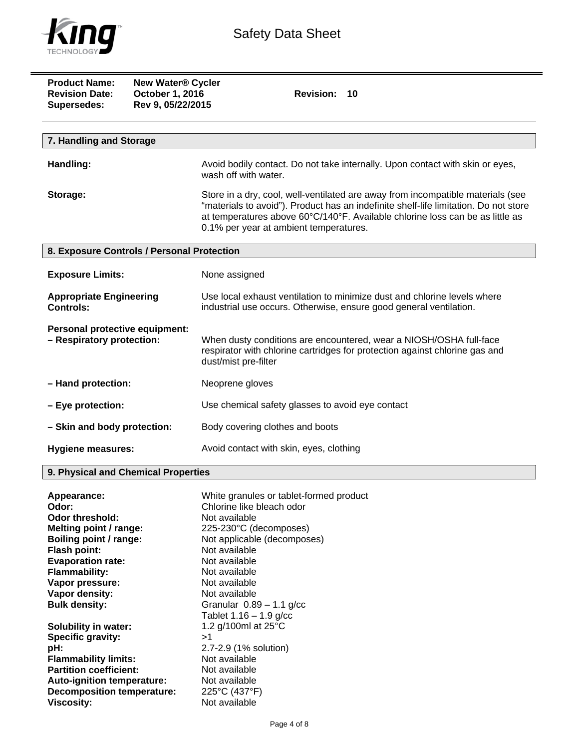**Product Name:** New Water® Cycler
**Revision Date:** October 1, 2016 **Revision:** 10
**Supersedes:** Rev 9, 05/22/2015

## 7. Handling and Storage

**Handling:** Avoid bodily contact. Do not take internally. Upon contact with skin or eyes, wash off with water.

**Storage:** Store in a dry, cool, well-ventilated are away from incompatible materials (see "materials to avoid"). Product has an indefinite shelf-life limitation. Do not store at temperatures above 60°C/140°F. Available chlorine loss can be as little as 0.1% per year at ambient temperatures.

## 8. Exposure Controls / Personal Protection

**Exposure Limits:** None assigned

**Appropriate Engineering Controls:** Use local exhaust ventilation to minimize dust and chlorine levels where industrial use occurs. Otherwise, ensure good general ventilation.

**Personal protective equipment:**

**– Respiratory protection:** When dusty conditions are encountered, wear a NIOSH/OSHA full-face respirator with chlorine cartridges for protection against chlorine gas and dust/mist pre-filter

**– Hand protection:** Neoprene gloves

**– Eye protection:** Use chemical safety glasses to avoid eye contact

**– Skin and body protection:** Body covering clothes and boots

**Hygiene measures:** Avoid contact with skin, eyes, clothing

## 9. Physical and Chemical Properties

**Appearance:** White granules or tablet-formed product
**Odor:** Chlorine like bleach odor
**Odor threshold:** Not available
**Melting point / range:** 225-230°C (decomposes)
**Boiling point / range:** Not applicable (decomposes)
**Flash point:** Not available
**Evaporation rate:** Not available
**Flammability:** Not available
**Vapor pressure:** Not available
**Vapor density:** Not available
**Bulk density:** Granular 0.89 – 1.1 g/cc
Tablet 1.16 – 1.9 g/cc
**Solubility in water:** 1.2 g/100ml at 25°C
**Specific gravity:** >1
**pH:** 2.7-2.9 (1% solution)
**Flammability limits:** Not available
**Partition coefficient:** Not available
**Auto-ignition temperature:** Not available
**Decomposition temperature:** 225°C (437°F)
**Viscosity:** Not available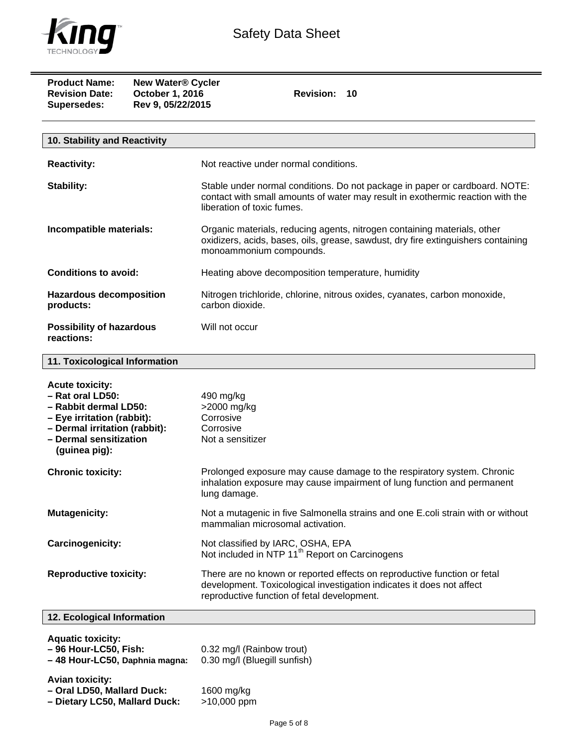Safety Data Sheet

**Product Name:** New Water® Cycler
**Revision Date:** October 1, 2016 **Revision:** 10
**Supersedes:** Rev 9, 05/22/2015

## 10. Stability and Reactivity

**Reactivity:** Not reactive under normal conditions.

**Stability:** Stable under normal conditions. Do not package in paper or cardboard. NOTE: contact with small amounts of water may result in exothermic reaction with the liberation of toxic fumes.

**Incompatible materials:** Organic materials, reducing agents, nitrogen containing materials, other oxidizers, acids, bases, oils, grease, sawdust, dry fire extinguishers containing monoammonium compounds.

**Conditions to avoid:** Heating above decomposition temperature, humidity

**Hazardous decomposition products:** Nitrogen trichloride, chlorine, nitrous oxides, cyanates, carbon monoxide, carbon dioxide.

**Possibility of hazardous reactions:** Will not occur

## 11. Toxicological Information

**Acute toxicity:**

- **Rat oral LD50:** 490 mg/kg
- **Rabbit dermal LD50:** >2000 mg/kg
- **Eye irritation (rabbit):** Corrosive
- **Dermal irritation (rabbit):** Corrosive
- **Dermal sensitization (guinea pig):** Not a sensitizer

**Chronic toxicity:** Prolonged exposure may cause damage to the respiratory system. Chronic inhalation exposure may cause impairment of lung function and permanent lung damage.

**Mutagenicity:** Not a mutagenic in five Salmonella strains and one E.coli strain with or without mammalian microsomal activation.

**Carcinogenicity:** Not classified by IARC, OSHA, EPA
Not included in NTP 11th Report on Carcinogens

**Reproductive toxicity:** There are no known or reported effects on reproductive function or fetal development. Toxicological investigation indicates it does not affect reproductive function of fetal development.

## 12. Ecological Information

**Aquatic toxicity:**

- **96 Hour-LC50, Fish:** 0.32 mg/l (Rainbow trout)
- **48 Hour-LC50, Daphnia magna:** 0.30 mg/l (Bluegill sunfish)

**Avian toxicity:**

- **Oral LD50, Mallard Duck:** 1600 mg/kg
- **Dietary LC50, Mallard Duck:** >10,000 ppm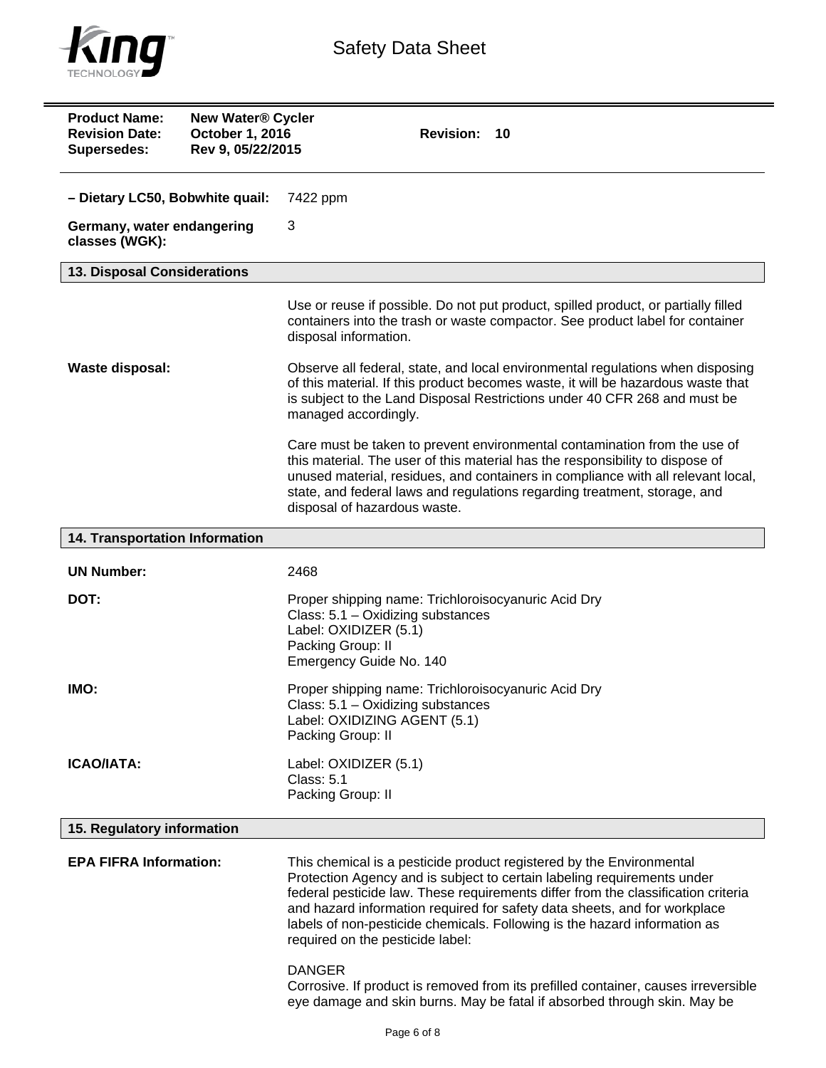**Product Name:** New Water® Cycler
**Revision Date:** October 1, 2016 **Revision:** 10
**Supersedes:** Rev 9, 05/22/2015

**– Dietary LC50, Bobwhite quail:** 7422 ppm

**Germany, water endangering classes (WGK):** 3

## 13. Disposal Considerations

Use or reuse if possible. Do not put product, spilled product, or partially filled containers into the trash or waste compactor. See product label for container disposal information.

**Waste disposal:**

Observe all federal, state, and local environmental regulations when disposing of this material. If this product becomes waste, it will be hazardous waste that is subject to the Land Disposal Restrictions under 40 CFR 268 and must be managed accordingly.

Care must be taken to prevent environmental contamination from the use of this material. The user of this material has the responsibility to dispose of unused material, residues, and containers in compliance with all relevant local, state, and federal laws and regulations regarding treatment, storage, and disposal of hazardous waste.

## 14. Transportation Information

**UN Number:** 2468

**DOT:**
Proper shipping name: Trichloroisocyanuric Acid Dry
Class: 5.1 – Oxidizing substances
Label: OXIDIZER (5.1)
Packing Group: II
Emergency Guide No. 140

**IMO:**
Proper shipping name: Trichloroisocyanuric Acid Dry
Class: 5.1 – Oxidizing substances
Label: OXIDIZING AGENT (5.1)
Packing Group: II

**ICAO/IATA:**
Label: OXIDIZER (5.1)
Class: 5.1
Packing Group: II

## 15. Regulatory information

**EPA FIFRA Information:**

This chemical is a pesticide product registered by the Environmental Protection Agency and is subject to certain labeling requirements under federal pesticide law. These requirements differ from the classification criteria and hazard information required for safety data sheets, and for workplace labels of non-pesticide chemicals. Following is the hazard information as required on the pesticide label:

DANGER
Corrosive. If product is removed from its prefilled container, causes irreversible eye damage and skin burns. May be fatal if absorbed through skin. May be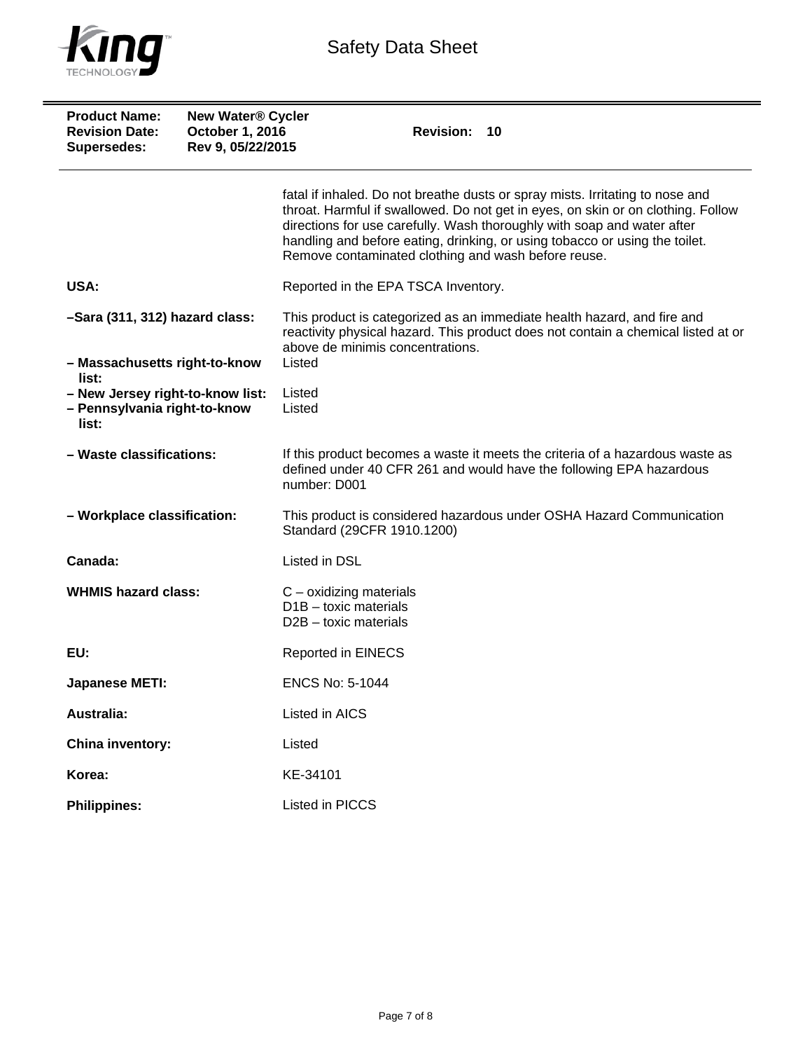| | |
|---|---|
| | fatal if inhaled. Do not breathe dusts or spray mists. Irritating to nose and throat. Harmful if swallowed. Do not get in eyes, on skin or on clothing. Follow directions for use carefully. Wash thoroughly with soap and water after handling and before eating, drinking, or using tobacco or using the toilet. Remove contaminated clothing and wash before reuse. |
| **USA:** | Reported in the EPA TSCA Inventory. |
| **–Sara (311, 312) hazard class:** | This product is categorized as an immediate health hazard, and fire and reactivity physical hazard. This product does not contain a chemical listed at or above de minimis concentrations. |
| **– Massachusetts right-to-know list:** | Listed |
| **– New Jersey right-to-know list:** | Listed |
| **– Pennsylvania right-to-know list:** | Listed |
| **– Waste classifications:** | If this product becomes a waste it meets the criteria of a hazardous waste as defined under 40 CFR 261 and would have the following EPA hazardous number: D001 |
| **– Workplace classification:** | This product is considered hazardous under OSHA Hazard Communication Standard (29CFR 1910.1200) |
| **Canada:** | Listed in DSL |
| **WHMIS hazard class:** | C – oxidizing materials<br>D1B – toxic materials<br>D2B – toxic materials |
| **EU:** | Reported in EINECS |
| **Japanese METI:** | ENCS No: 5-1044 |
| **Australia:** | Listed in AICS |
| **China inventory:** | Listed |
| **Korea:** | KE-34101 |
| **Philippines:** | Listed in PICCS |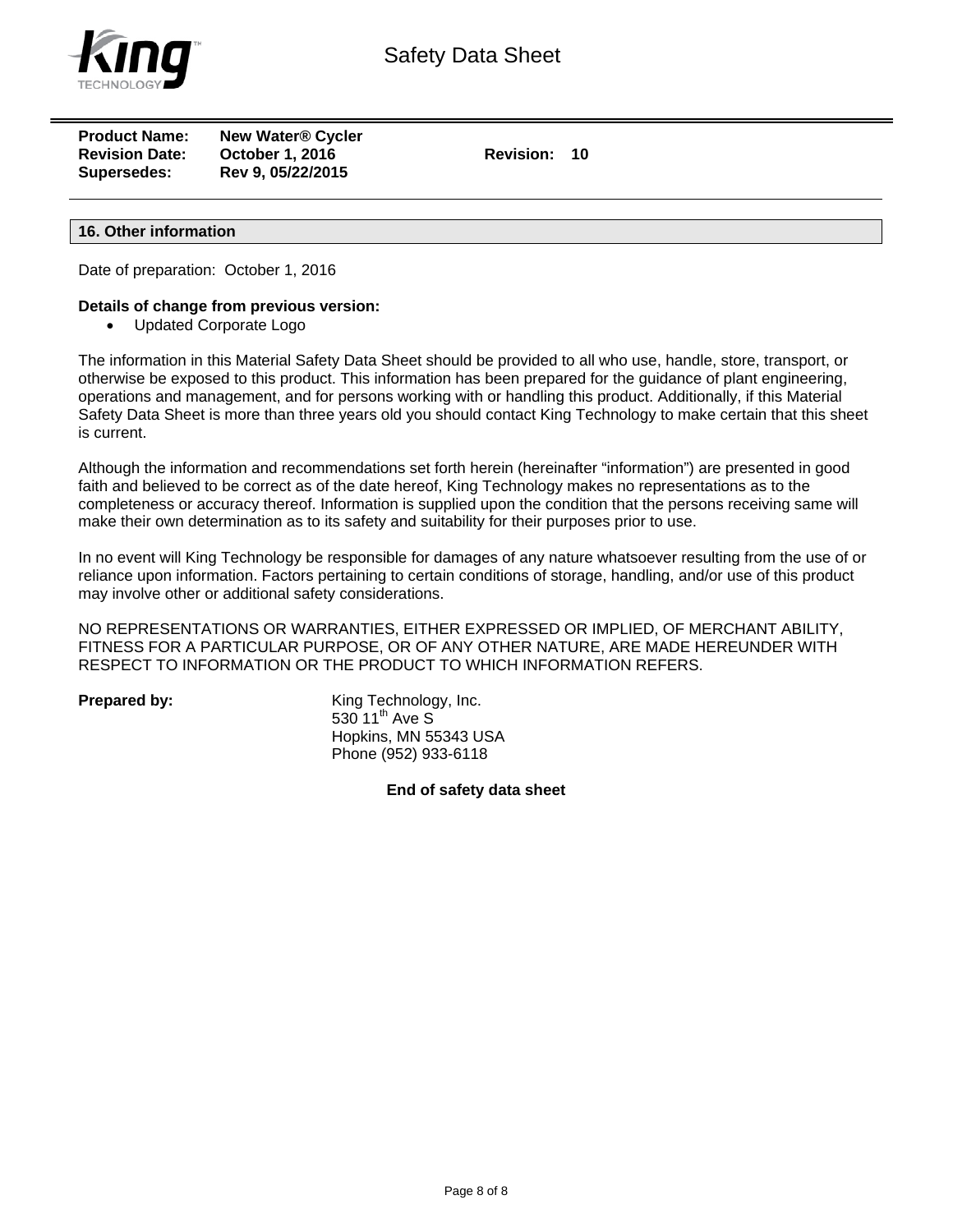| | | |
|---|---|---|
| **Product Name:** | **New Water® Cycler** | |
| **Revision Date:** | **October 1, 2016** | **Revision: 10** |
| **Supersedes:** | **Rev 9, 05/22/2015** | |

## 16. Other information

Date of preparation: October 1, 2016

**Details of change from previous version:**

- Updated Corporate Logo

The information in this Material Safety Data Sheet should be provided to all who use, handle, store, transport, or otherwise be exposed to this product. This information has been prepared for the guidance of plant engineering, operations and management, and for persons working with or handling this product. Additionally, if this Material Safety Data Sheet is more than three years old you should contact King Technology to make certain that this sheet is current.

Although the information and recommendations set forth herein (hereinafter "information") are presented in good faith and believed to be correct as of the date hereof, King Technology makes no representations as to the completeness or accuracy thereof. Information is supplied upon the condition that the persons receiving same will make their own determination as to its safety and suitability for their purposes prior to use.

In no event will King Technology be responsible for damages of any nature whatsoever resulting from the use of or reliance upon information. Factors pertaining to certain conditions of storage, handling, and/or use of this product may involve other or additional safety considerations.

NO REPRESENTATIONS OR WARRANTIES, EITHER EXPRESSED OR IMPLIED, OF MERCHANT ABILITY, FITNESS FOR A PARTICULAR PURPOSE, OR OF ANY OTHER NATURE, ARE MADE HEREUNDER WITH RESPECT TO INFORMATION OR THE PRODUCT TO WHICH INFORMATION REFERS.

**Prepared by:**

King Technology, Inc.
530 11th Ave S
Hopkins, MN 55343 USA
Phone (952) 933-6118

**End of safety data sheet**